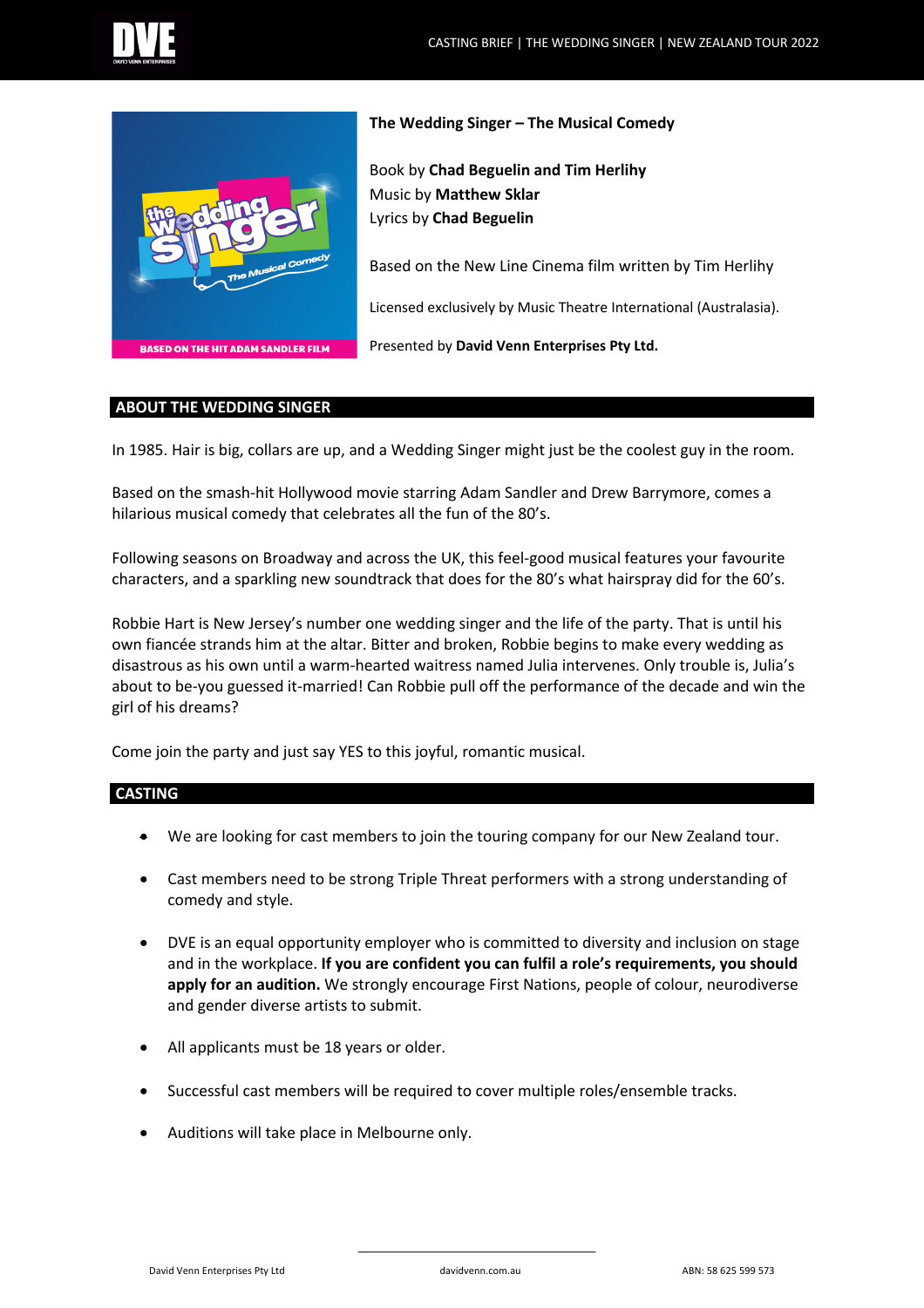**The Wedding Singer – The Musical Comedy**

Book by **Chad Beguelin and Tim Herlihy**
Music by **Matthew Sklar**
Lyrics by **Chad Beguelin**

Based on the New Line Cinema film written by Tim Herlihy

Licensed exclusively by Music Theatre International (Australasia).

Presented by **David Venn Enterprises Pty Ltd.**

## ABOUT THE WEDDING SINGER

In 1985. Hair is big, collars are up, and a Wedding Singer might just be the coolest guy in the room.

Based on the smash-hit Hollywood movie starring Adam Sandler and Drew Barrymore, comes a hilarious musical comedy that celebrates all the fun of the 80's.

Following seasons on Broadway and across the UK, this feel-good musical features your favourite characters, and a sparkling new soundtrack that does for the 80's what hairspray did for the 60's.

Robbie Hart is New Jersey's number one wedding singer and the life of the party. That is until his own fiancée strands him at the altar. Bitter and broken, Robbie begins to make every wedding as disastrous as his own until a warm-hearted waitress named Julia intervenes. Only trouble is, Julia's about to be-you guessed it-married! Can Robbie pull off the performance of the decade and win the girl of his dreams?

Come join the party and just say YES to this joyful, romantic musical.

## CASTING

- We are looking for cast members to join the touring company for our New Zealand tour.
- Cast members need to be strong Triple Threat performers with a strong understanding of comedy and style.
- DVE is an equal opportunity employer who is committed to diversity and inclusion on stage and in the workplace. **If you are confident you can fulfil a role's requirements, you should apply for an audition.** We strongly encourage First Nations, people of colour, neurodiverse and gender diverse artists to submit.
- All applicants must be 18 years or older.
- Successful cast members will be required to cover multiple roles/ensemble tracks.
- Auditions will take place in Melbourne only.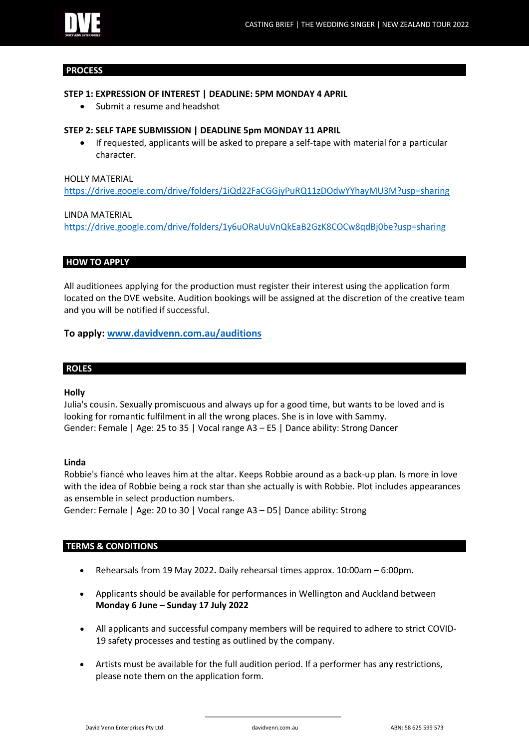## PROCESS

**STEP 1: EXPRESSION OF INTEREST | DEADLINE: 5PM MONDAY 4 APRIL**

- Submit a resume and headshot

**STEP 2: SELF TAPE SUBMISSION | DEADLINE 5pm MONDAY 11 APRIL**

- If requested, applicants will be asked to prepare a self-tape with material for a particular character.

HOLLY MATERIAL
https://drive.google.com/drive/folders/1iQd22FaCGGjyPuRQ11zDOdwYYhayMU3M?usp=sharing

LINDA MATERIAL
https://drive.google.com/drive/folders/1y6uORaUuVnQkEaB2GzK8COCw8qdBj0be?usp=sharing

## HOW TO APPLY

All auditionees applying for the production must register their interest using the application form located on the DVE website. Audition bookings will be assigned at the discretion of the creative team and you will be notified if successful.

**To apply: www.davidvenn.com.au/auditions**

## ROLES

**Holly**
Julia's cousin. Sexually promiscuous and always up for a good time, but wants to be loved and is looking for romantic fulfilment in all the wrong places. She is in love with Sammy.
Gender: Female | Age: 25 to 35 | Vocal range A3 – E5 | Dance ability: Strong Dancer

**Linda**
Robbie's fiancé who leaves him at the altar. Keeps Robbie around as a back-up plan. Is more in love with the idea of Robbie being a rock star than she actually is with Robbie. Plot includes appearances as ensemble in select production numbers.
Gender: Female | Age: 20 to 30 | Vocal range A3 – D5| Dance ability: Strong

## TERMS & CONDITIONS

- Rehearsals from 19 May 2022**.** Daily rehearsal times approx. 10:00am – 6:00pm.
- Applicants should be available for performances in Wellington and Auckland between **Monday 6 June – Sunday 17 July 2022**
- All applicants and successful company members will be required to adhere to strict COVID-19 safety processes and testing as outlined by the company.
- Artists must be available for the full audition period. If a performer has any restrictions, please note them on the application form.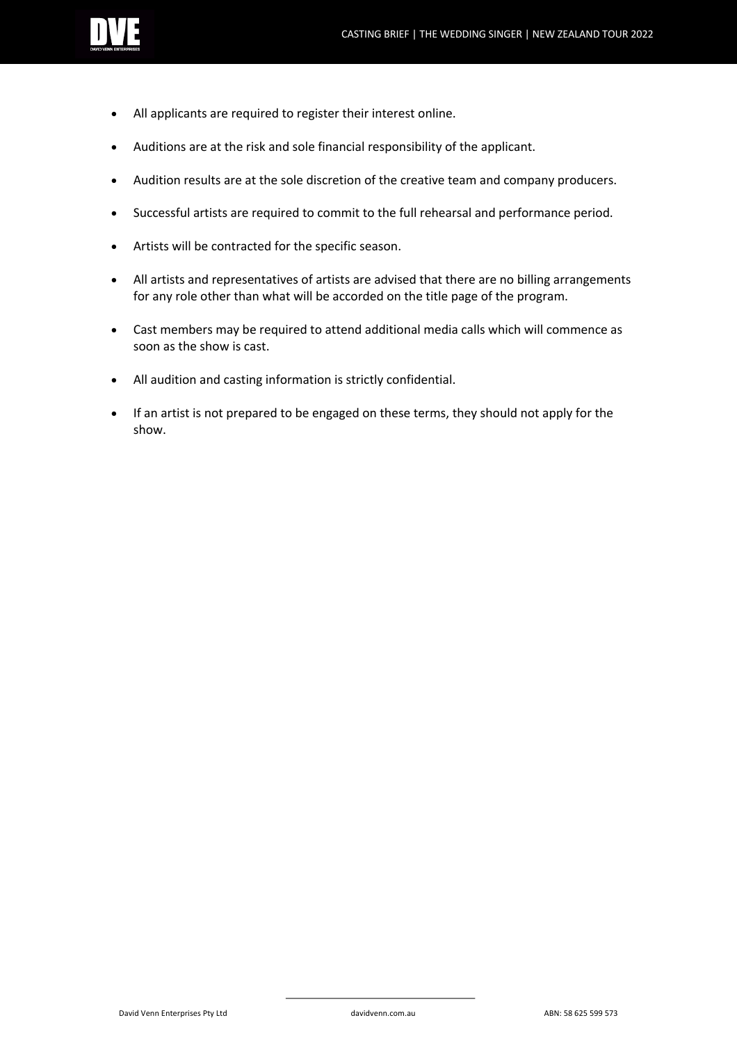- All applicants are required to register their interest online.
- Auditions are at the risk and sole financial responsibility of the applicant.
- Audition results are at the sole discretion of the creative team and company producers.
- Successful artists are required to commit to the full rehearsal and performance period.
- Artists will be contracted for the specific season.
- All artists and representatives of artists are advised that there are no billing arrangements for any role other than what will be accorded on the title page of the program.
- Cast members may be required to attend additional media calls which will commence as soon as the show is cast.
- All audition and casting information is strictly confidential.
- If an artist is not prepared to be engaged on these terms, they should not apply for the show.